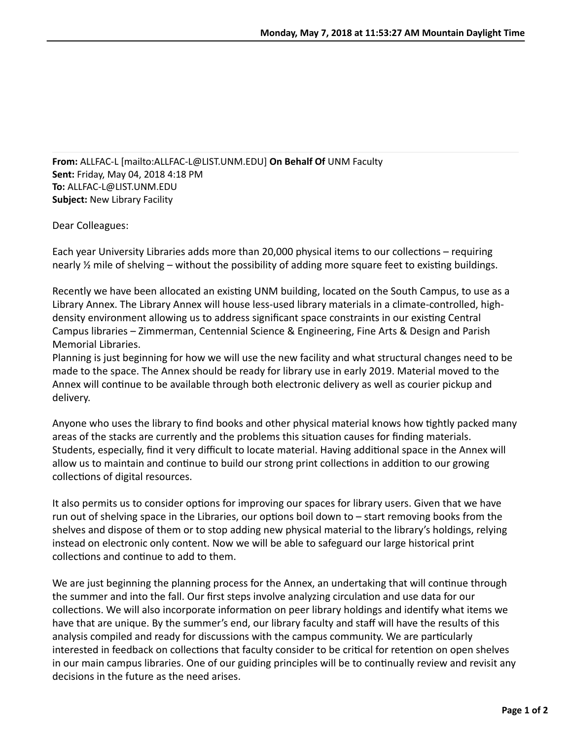Monday, May 7, 2018 at 11:53:27 AM Mountain Daylight Time

**From:** ALLFAC-L [mailto:ALLFAC-L@LIST.UNM.EDU] **On Behalf Of** UNM Faculty
**Sent:** Friday, May 04, 2018 4:18 PM
**To:** ALLFAC-L@LIST.UNM.EDU
**Subject:** New Library Facility

Dear Colleagues:

Each year University Libraries adds more than 20,000 physical items to our collections – requiring nearly ½ mile of shelving – without the possibility of adding more square feet to existing buildings.

Recently we have been allocated an existing UNM building, located on the South Campus, to use as a Library Annex. The Library Annex will house less-used library materials in a climate-controlled, high-density environment allowing us to address significant space constraints in our existing Central Campus libraries – Zimmerman, Centennial Science & Engineering, Fine Arts & Design and Parish Memorial Libraries.
Planning is just beginning for how we will use the new facility and what structural changes need to be made to the space. The Annex should be ready for library use in early 2019. Material moved to the Annex will continue to be available through both electronic delivery as well as courier pickup and delivery.

Anyone who uses the library to find books and other physical material knows how tightly packed many areas of the stacks are currently and the problems this situation causes for finding materials. Students, especially, find it very difficult to locate material. Having additional space in the Annex will allow us to maintain and continue to build our strong print collections in addition to our growing collections of digital resources.

It also permits us to consider options for improving our spaces for library users. Given that we have run out of shelving space in the Libraries, our options boil down to – start removing books from the shelves and dispose of them or to stop adding new physical material to the library's holdings, relying instead on electronic only content. Now we will be able to safeguard our large historical print collections and continue to add to them.

We are just beginning the planning process for the Annex, an undertaking that will continue through the summer and into the fall. Our first steps involve analyzing circulation and use data for our collections. We will also incorporate information on peer library holdings and identify what items we have that are unique. By the summer's end, our library faculty and staff will have the results of this analysis compiled and ready for discussions with the campus community. We are particularly interested in feedback on collections that faculty consider to be critical for retention on open shelves in our main campus libraries. One of our guiding principles will be to continually review and revisit any decisions in the future as the need arises.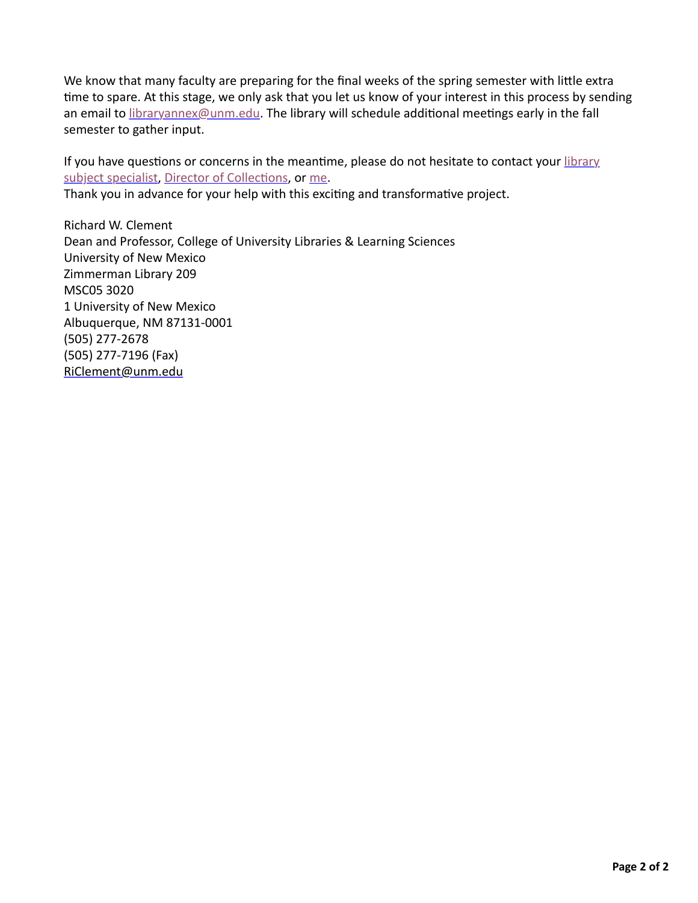We know that many faculty are preparing for the final weeks of the spring semester with little extra time to spare. At this stage, we only ask that you let us know of your interest in this process by sending an email to libraryannex@unm.edu. The library will schedule additional meetings early in the fall semester to gather input.

If you have questions or concerns in the meantime, please do not hesitate to contact your library subject specialist, Director of Collections, or me.
Thank you in advance for your help with this exciting and transformative project.

Richard W. Clement
Dean and Professor, College of University Libraries & Learning Sciences
University of New Mexico
Zimmerman Library 209
MSC05 3020
1 University of New Mexico
Albuquerque, NM 87131-0001
(505) 277-2678
(505) 277-7196 (Fax)
RiClement@unm.edu